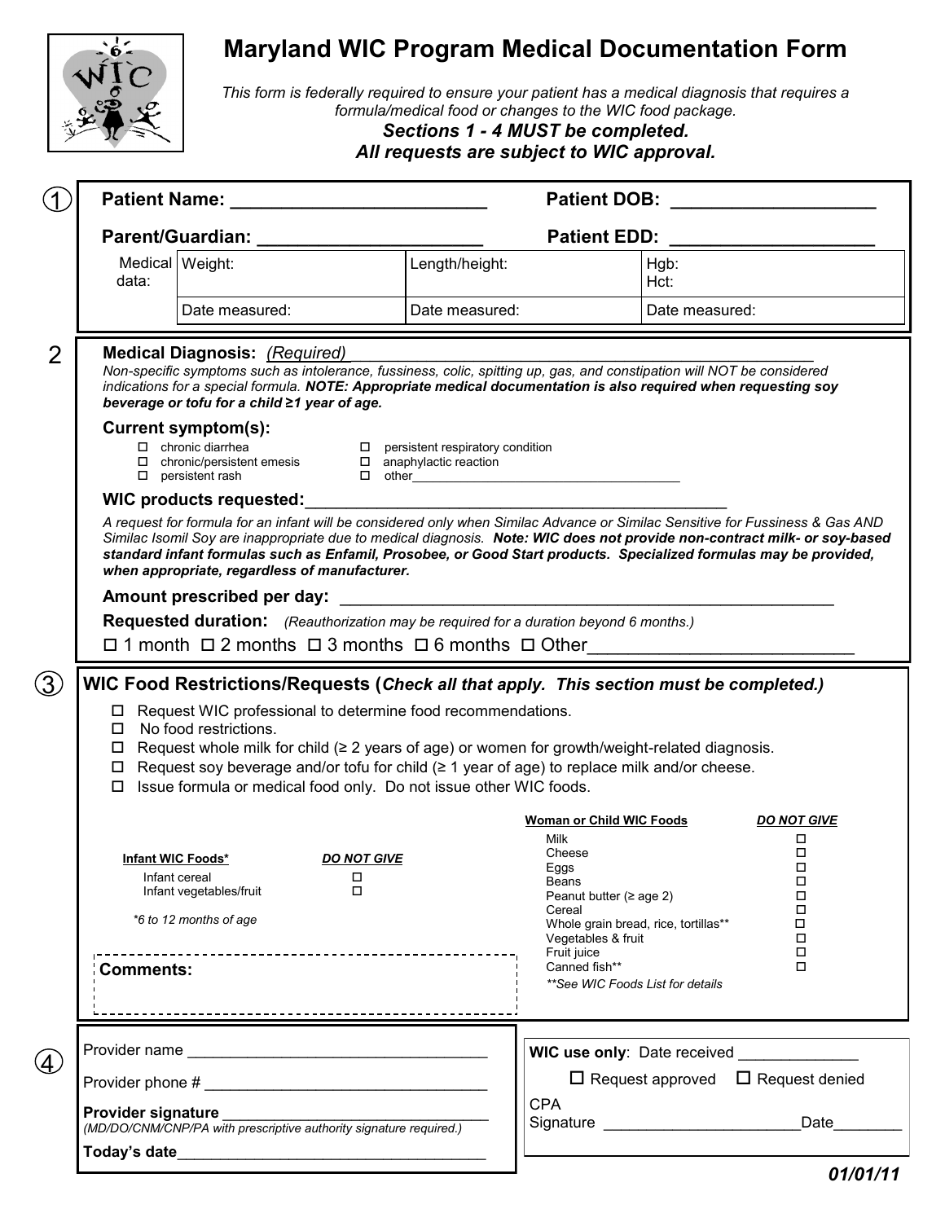# Maryland WIC Program Medical Documentation Form

*This form is federally required to ensure your patient has a medical diagnosis that requires a formula/medical food or changes to the WIC food package.*

***Sections 1 - 4 MUST be completed.***

***All requests are subject to WIC approval.***

## 1

**Patient Name:** ___________________________ **Patient DOB:** ____________________

**Parent/Guardian:** _______________________ **Patient EDD:** ____________________

| Medical data: | Weight: | Length/height: | Hgb: Hct: |
|---|---|---|---|
| | Date measured: | Date measured: | Date measured: |

## 2

**Medical Diagnosis:** *(Required)* _____________________________________________

*Non-specific symptoms such as intolerance, fussiness, colic, spitting up, gas, and constipation will NOT be considered indications for a special formula.* ***NOTE: Appropriate medical documentation is also required when requesting soy beverage or tofu for a child ≥1 year of age.***

**Current symptom(s):**

- ☐ chronic diarrhea
- ☐ chronic/persistent emesis
- ☐ persistent rash
- ☐ persistent respiratory condition
- ☐ anaphylactic reaction
- ☐ other_______________________________________

**WIC products requested:**_____________________________________________

*A request for formula for an infant will be considered only when Similac Advance or Similac Sensitive for Fussiness & Gas AND Similac Isomil Soy are inappropriate due to medical diagnosis.* ***Note: WIC does not provide non-contract milk- or soy-based standard infant formulas such as Enfamil, Prosobee, or Good Start products. Specialized formulas may be provided, when appropriate, regardless of manufacturer.***

**Amount prescribed per day:** _____________________________________________

**Requested duration:** *(Reauthorization may be required for a duration beyond 6 months.)*

☐ 1 month ☐ 2 months ☐ 3 months ☐ 6 months ☐ Other__________________________

## 3

**WIC Food Restrictions/Requests (*Check all that apply. This section must be completed.*)**

- ☐ Request WIC professional to determine food recommendations.
- ☐ No food restrictions.
- ☐ Request whole milk for child (≥ 2 years of age) or women for growth/weight-related diagnosis.
- ☐ Request soy beverage and/or tofu for child (≥ 1 year of age) to replace milk and/or cheese.
- ☐ Issue formula or medical food only. Do not issue other WIC foods.

| Infant WIC Foods* | DO NOT GIVE |
|---|---|
| Infant cereal | ☐ |
| Infant vegetables/fruit | ☐ |

*6 to 12 months of age*

| Woman or Child WIC Foods | DO NOT GIVE |
|---|---|
| Milk | ☐ |
| Cheese | ☐ |
| Eggs | ☐ |
| Beans | ☐ |
| Peanut butter (≥ age 2) | ☐ |
| Cereal | ☐ |
| Whole grain bread, rice, tortillas** | ☐ |
| Vegetables & fruit | ☐ |
| Fruit juice | ☐ |
| Canned fish** | ☐ |

*\*\*See WIC Foods List for details*

**Comments:**

## 4

Provider name ___________________________________

Provider phone # _________________________________

**Provider signature** _______________________________

*(MD/DO/CNM/CNP/PA with prescriptive authority signature required.)*

**Today's date**_____________________________________

**WIC use only**: Date received ______________

☐ Request approved ☐ Request denied

CPA Signature ______________________Date________

***01/01/11***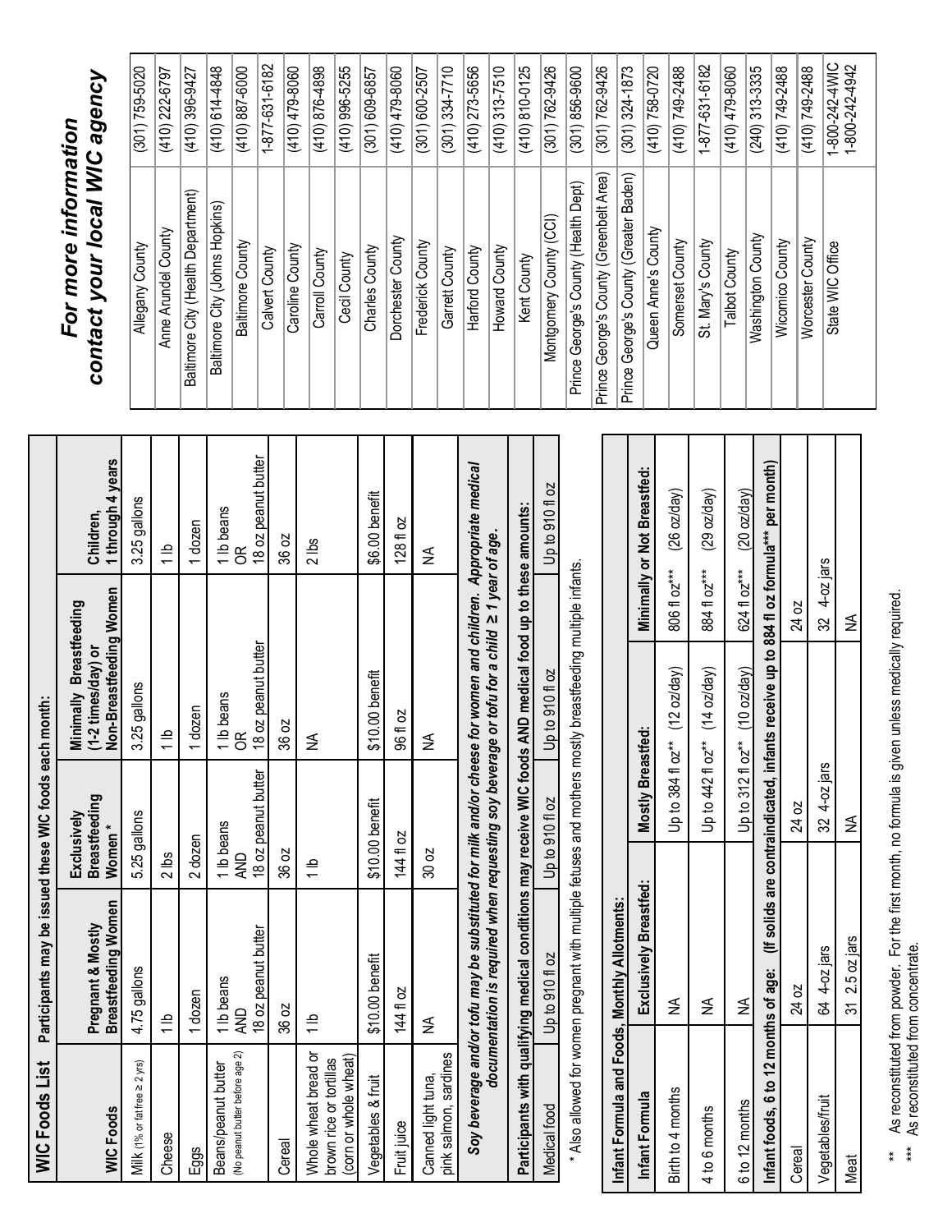## WIC Foods List

Participants may be issued these WIC foods each month:

| WIC Foods | Pregnant & Mostly Breastfeeding Women | Exclusively Breastfeeding Women * | Minimally Breastfeeding (1-2 times/day) or Non-Breastfeeding Women | Children, 1 through 4 years |
|---|---|---|---|---|
| Milk (1% or fat free ≥ 2 yrs) | 4.75 gallons | 5.25 gallons | 3.25 gallons | 3.25 gallons |
| Cheese | 1 lb | 2 lbs | 1 lb | 1 lb |
| Eggs | 1 dozen | 2 dozen | 1 dozen | 1 dozen |
| Beans/peanut butter (No peanut butter before age 2) | 1 lb beans AND 18 oz peanut butter | 1 lb beans AND 18 oz peanut butter | 1 lb beans OR 18 oz peanut butter | 1 lb beans OR 18 oz peanut butter |
| Cereal | 36 oz | 36 oz | 36 oz | 36 oz |
| Whole wheat bread or brown rice or tortillas (corn or whole wheat) | 1 lb | 1 lb | NA | 2 lbs |
| Vegetables & fruit | $10.00 benefit | $10.00 benefit | $10.00 benefit | $6.00 benefit |
| Fruit juice | 144 fl oz | 144 fl oz | 96 fl oz | 128 fl oz |
| Canned light tuna, pink salmon, sardines | NA | 30 oz | NA | NA |
| ***Soy beverage and/or tofu may be substituted for milk and/or cheese for women and children. Appropriate medical documentation is required when requesting soy beverage or tofu for a child ≥ 1 year of age.*** | | | | |
| **Participants with qualifying medical conditions may receive WIC foods AND medical food up to these amounts:** | | | | |
| Medical food | Up to 910 fl oz | Up to 910 fl oz | Up to 910 fl oz | Up to 910 fl oz |

\* Also allowed for women pregnant with multiple fetuses and mothers mostly breastfeeding multiple infants.

## Infant Formula and Foods, Monthly Allotments:

| Infant Formula | Exclusively Breastfed: | Mostly Breastfed: | Minimally or Not Breastfed: |
|---|---|---|---|
| Birth to 4 months | NA | Up to 384 fl oz** (12 oz/day) | 806 fl oz*** (26 oz/day) |
| 4 to 6 months | NA | Up to 442 fl oz** (14 oz/day) | 884 fl oz*** (29 oz/day) |
| 6 to 12 months | NA | Up to 312 fl oz** (10 oz/day) | 624 fl oz*** (20 oz/day) |
| **Infant foods, 6 to 12 months of age: (If solids are contraindicated, infants receive up to 884 fl oz formula\*\*\* per month)** | | | |
| Cereal | 24 oz | 24 oz | 24 oz |
| Vegetables/fruit | 64 4-oz jars | 32 4-oz jars | 32 4-oz jars |
| Meat | 31 2.5 oz jars | NA | NA |

\*\* As reconstituted from powder. For the first month, no formula is given unless medically required.

\*\*\* As reconstituted from concentrate.

## For more information contact your local WIC agency

| | |
|---|---|
| Allegany County | (301) 759-5020 |
| Anne Arundel County | (410) 222-6797 |
| Baltimore City (Health Department) | (410) 396-9427 |
| Baltimore City (Johns Hopkins) | (410) 614-4848 |
| Baltimore County | (410) 887-6000 |
| Calvert County | 1-877-631-6182 |
| Caroline County | (410) 479-8060 |
| Carroll County | (410) 876-4898 |
| Cecil County | (410) 996-5255 |
| Charles County | (301) 609-6857 |
| Dorchester County | (410) 479-8060 |
| Frederick County | (301) 600-2507 |
| Garrett County | (301) 334-7710 |
| Harford County | (410) 273-5656 |
| Howard County | (410) 313-7510 |
| Kent County | (410) 810-0125 |
| Montgomery County (CCI) | (301) 762-9426 |
| Prince George's County (Health Dept) | (301) 856-9600 |
| Prince George's County (Greenbelt Area) | (301) 762-9426 |
| Prince George's County (Greater Baden) | (301) 324-1873 |
| Queen Anne's County | (410) 758-0720 |
| Somerset County | (410) 749-2488 |
| St. Mary's County | 1-877-631-6182 |
| Talbot County | (410) 479-8060 |
| Washington County | (240) 313-3335 |
| Wicomico County | (410) 749-2488 |
| Worcester County | (410) 749-2488 |
| State WIC Office | 1-800-242-4WIC<br>1-800-242-4942 |